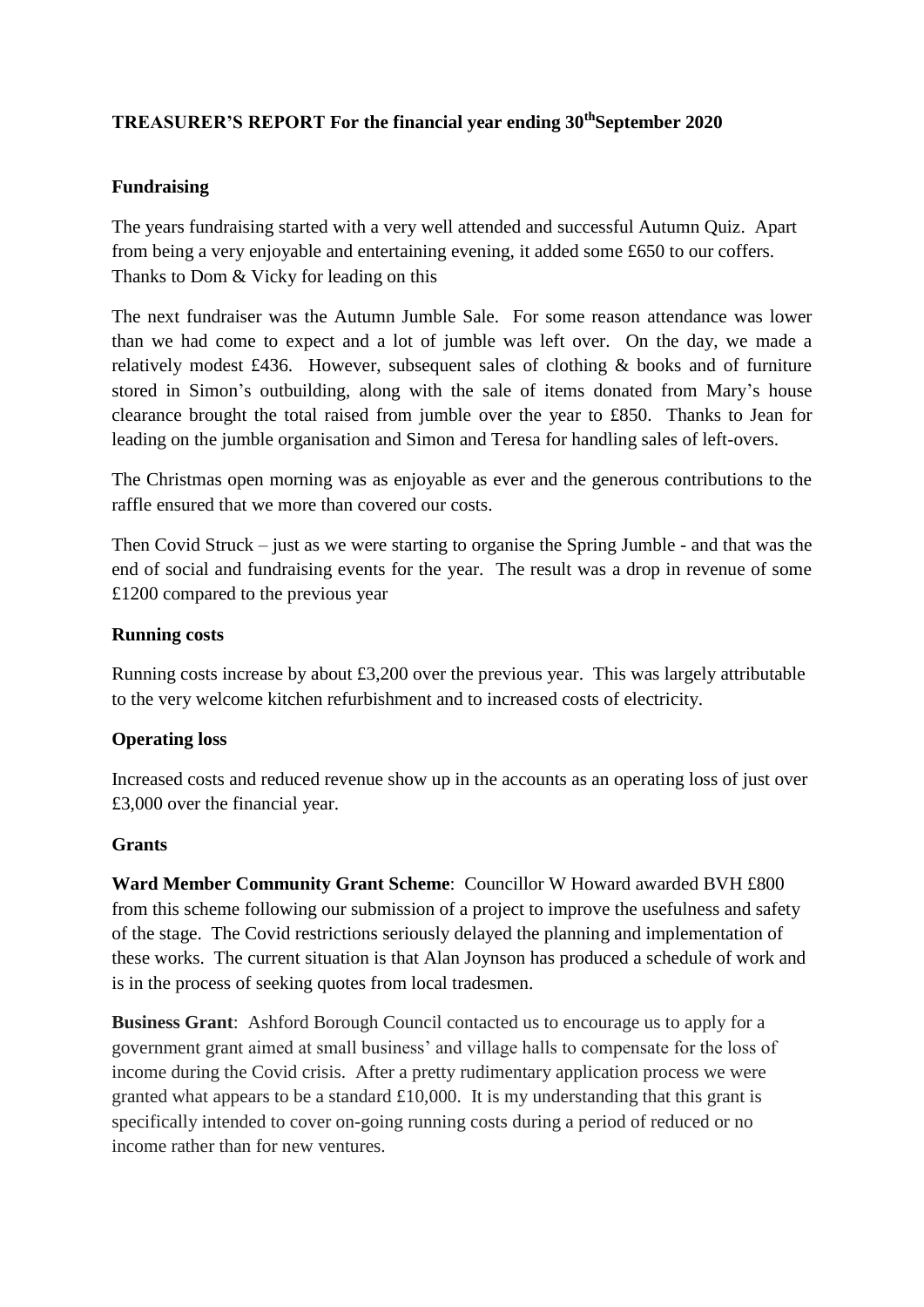# TREASURER'S REPORT For the financial year ending 30th September 2020

## Fundraising

The years fundraising started with a very well attended and successful Autumn Quiz. Apart from being a very enjoyable and entertaining evening, it added some £650 to our coffers. Thanks to Dom & Vicky for leading on this

The next fundraiser was the Autumn Jumble Sale. For some reason attendance was lower than we had come to expect and a lot of jumble was left over. On the day, we made a relatively modest £436. However, subsequent sales of clothing & books and of furniture stored in Simon's outbuilding, along with the sale of items donated from Mary's house clearance brought the total raised from jumble over the year to £850. Thanks to Jean for leading on the jumble organisation and Simon and Teresa for handling sales of left-overs.

The Christmas open morning was as enjoyable as ever and the generous contributions to the raffle ensured that we more than covered our costs.

Then Covid Struck – just as we were starting to organise the Spring Jumble - and that was the end of social and fundraising events for the year. The result was a drop in revenue of some £1200 compared to the previous year

## Running costs

Running costs increase by about £3,200 over the previous year. This was largely attributable to the very welcome kitchen refurbishment and to increased costs of electricity.

## Operating loss

Increased costs and reduced revenue show up in the accounts as an operating loss of just over £3,000 over the financial year.

## Grants

**Ward Member Community Grant Scheme**: Councillor W Howard awarded BVH £800 from this scheme following our submission of a project to improve the usefulness and safety of the stage. The Covid restrictions seriously delayed the planning and implementation of these works. The current situation is that Alan Joynson has produced a schedule of work and is in the process of seeking quotes from local tradesmen.

**Business Grant**: Ashford Borough Council contacted us to encourage us to apply for a government grant aimed at small business' and village halls to compensate for the loss of income during the Covid crisis. After a pretty rudimentary application process we were granted what appears to be a standard £10,000. It is my understanding that this grant is specifically intended to cover on-going running costs during a period of reduced or no income rather than for new ventures.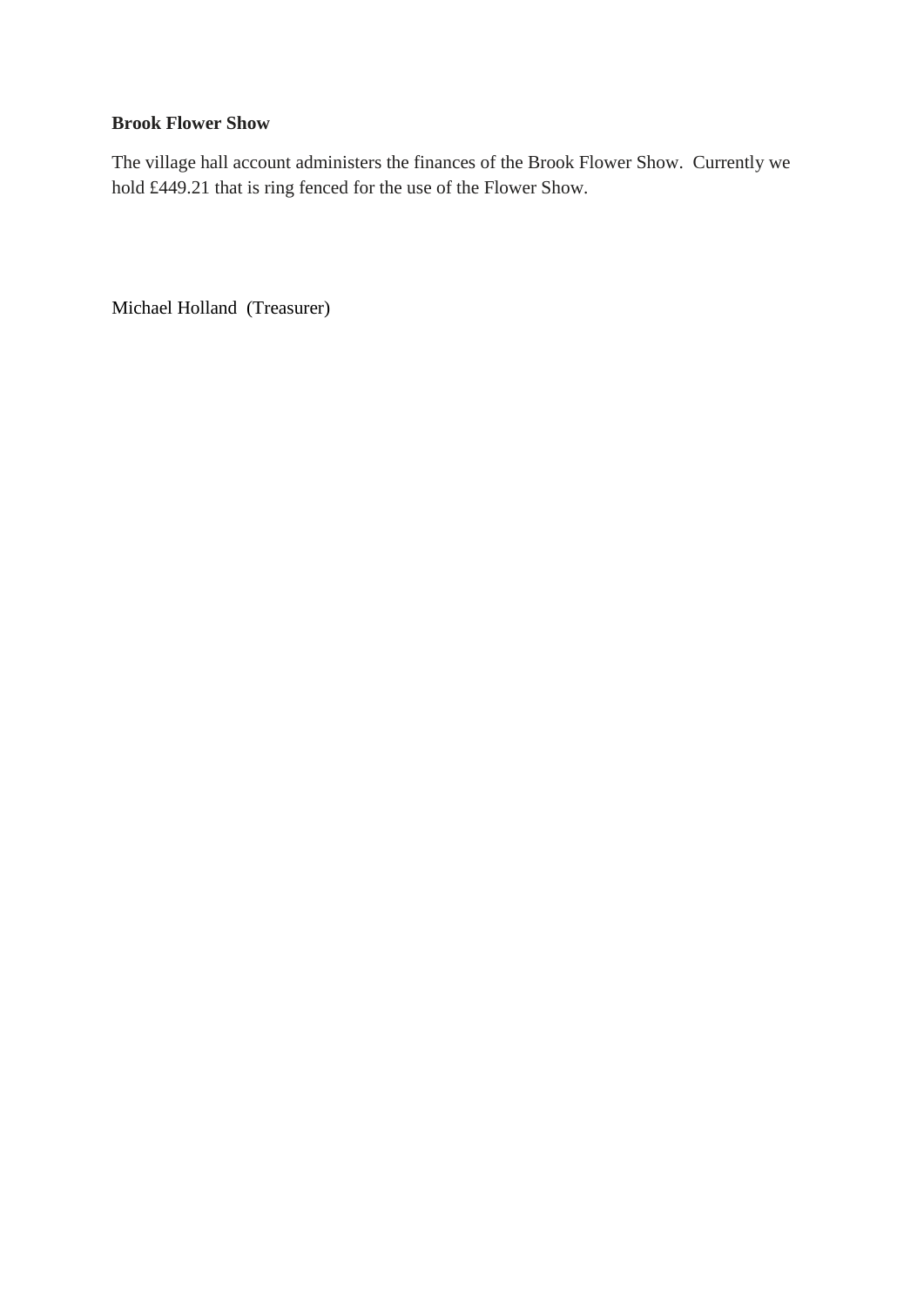**Brook Flower Show**

The village hall account administers the finances of the Brook Flower Show. Currently we hold £449.21 that is ring fenced for the use of the Flower Show.

Michael Holland (Treasurer)